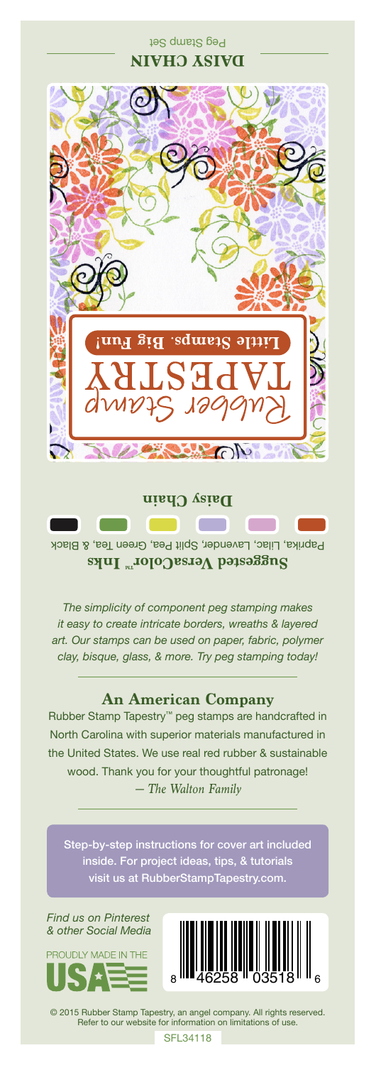## DAISY CHAIN

Peg Stamp Set

Rubber Stamp TAPESTRY

Little Stamps. Big Fun!

**Daisy Chain**

**Suggested VersaColor™ Inks**

Paprika, Lilac, Lavender, Split Pea, Green Tea, & Black

*The simplicity of component peg stamping makes it easy to create intricate borders, wreaths & layered art. Our stamps can be used on paper, fabric, polymer clay, bisque, glass, & more. Try peg stamping today!*

### An American Company

Rubber Stamp Tapestry™ peg stamps are handcrafted in North Carolina with superior materials manufactured in the United States. We use real red rubber & sustainable wood. Thank you for your thoughtful patronage!

*— The Walton Family*

Step-by-step instructions for cover art included inside. For project ideas, tips, & tutorials visit us at RubberStampTapestry.com.

*Find us on Pinterest & other Social Media*

PROUDLY MADE IN THE USA

8 46258 03518 6

© 2015 Rubber Stamp Tapestry, an angel company. All rights reserved. Refer to our website for information on limitations of use.

SFL34118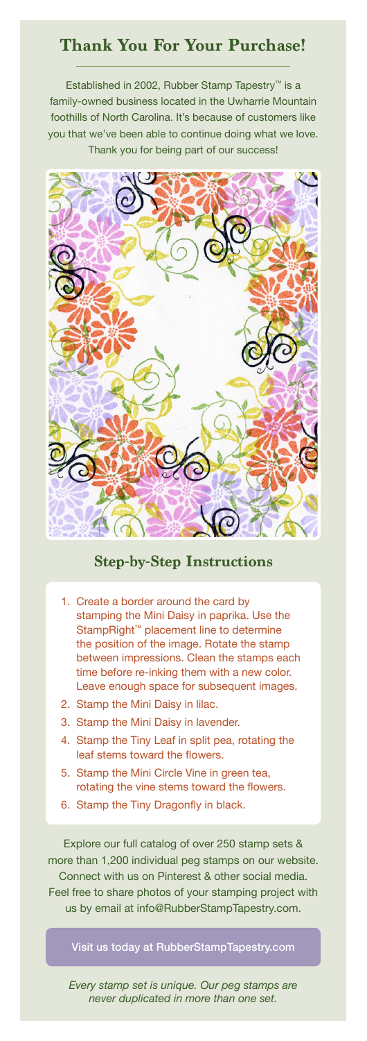## Thank You For Your Purchase!

Established in 2002, Rubber Stamp Tapestry™ is a family-owned business located in the Uwharrie Mountain foothills of North Carolina. It's because of customers like you that we've been able to continue doing what we love. Thank you for being part of our success!

## Step-by-Step Instructions

1. Create a border around the card by stamping the Mini Daisy in paprika. Use the StampRight™ placement line to determine the position of the image. Rotate the stamp between impressions. Clean the stamps each time before re-inking them with a new color. Leave enough space for subsequent images.
2. Stamp the Mini Daisy in lilac.
3. Stamp the Mini Daisy in lavender.
4. Stamp the Tiny Leaf in split pea, rotating the leaf stems toward the flowers.
5. Stamp the Mini Circle Vine in green tea, rotating the vine stems toward the flowers.
6. Stamp the Tiny Dragonfly in black.

Explore our full catalog of over 250 stamp sets & more than 1,200 individual peg stamps on our website. Connect with us on Pinterest & other social media. Feel free to share photos of your stamping project with us by email at info@RubberStampTapestry.com.

Visit us today at RubberStampTapestry.com

*Every stamp set is unique. Our peg stamps are never duplicated in more than one set.*